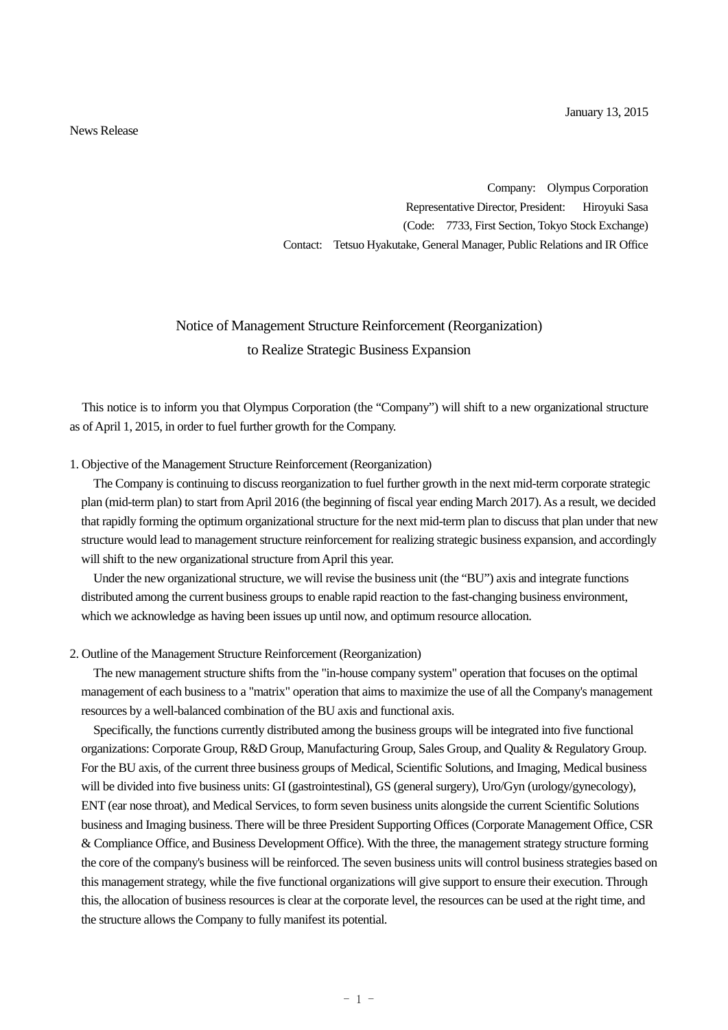January 13, 2015

News Release

Company: Olympus Corporation
Representative Director, President: Hiroyuki Sasa
(Code: 7733, First Section, Tokyo Stock Exchange)
Contact: Tetsuo Hyakutake, General Manager, Public Relations and IR Office

# Notice of Management Structure Reinforcement (Reorganization) to Realize Strategic Business Expansion

This notice is to inform you that Olympus Corporation (the "Company") will shift to a new organizational structure as of April 1, 2015, in order to fuel further growth for the Company.

## 1. Objective of the Management Structure Reinforcement (Reorganization)

The Company is continuing to discuss reorganization to fuel further growth in the next mid-term corporate strategic plan (mid-term plan) to start from April 2016 (the beginning of fiscal year ending March 2017). As a result, we decided that rapidly forming the optimum organizational structure for the next mid-term plan to discuss that plan under that new structure would lead to management structure reinforcement for realizing strategic business expansion, and accordingly will shift to the new organizational structure from April this year.

Under the new organizational structure, we will revise the business unit (the "BU") axis and integrate functions distributed among the current business groups to enable rapid reaction to the fast-changing business environment, which we acknowledge as having been issues up until now, and optimum resource allocation.

## 2. Outline of the Management Structure Reinforcement (Reorganization)

The new management structure shifts from the "in-house company system" operation that focuses on the optimal management of each business to a "matrix" operation that aims to maximize the use of all the Company's management resources by a well-balanced combination of the BU axis and functional axis.

Specifically, the functions currently distributed among the business groups will be integrated into five functional organizations: Corporate Group, R&D Group, Manufacturing Group, Sales Group, and Quality & Regulatory Group. For the BU axis, of the current three business groups of Medical, Scientific Solutions, and Imaging, Medical business will be divided into five business units: GI (gastrointestinal), GS (general surgery), Uro/Gyn (urology/gynecology), ENT (ear nose throat), and Medical Services, to form seven business units alongside the current Scientific Solutions business and Imaging business. There will be three President Supporting Offices (Corporate Management Office, CSR & Compliance Office, and Business Development Office). With the three, the management strategy structure forming the core of the company's business will be reinforced. The seven business units will control business strategies based on this management strategy, while the five functional organizations will give support to ensure their execution. Through this, the allocation of business resources is clear at the corporate level, the resources can be used at the right time, and the structure allows the Company to fully manifest its potential.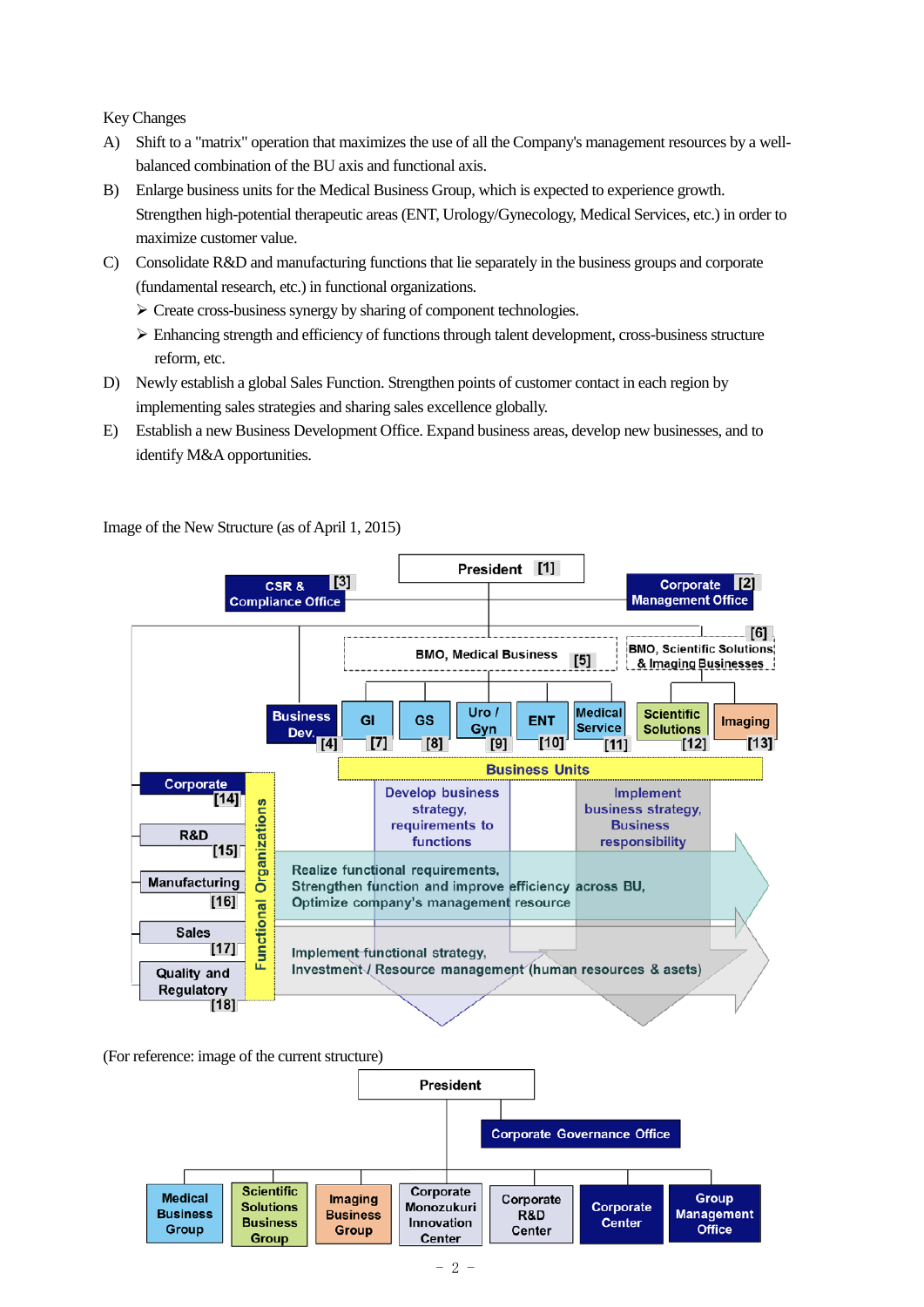Key Changes

A) Shift to a "matrix" operation that maximizes the use of all the Company's management resources by a well-balanced combination of the BU axis and functional axis.

B) Enlarge business units for the Medical Business Group, which is expected to experience growth. Strengthen high-potential therapeutic areas (ENT, Urology/Gynecology, Medical Services, etc.) in order to maximize customer value.

C) Consolidate R&D and manufacturing functions that lie separately in the business groups and corporate (fundamental research, etc.) in functional organizations.
   - ➢ Create cross-business synergy by sharing of component technologies.
   - ➢ Enhancing strength and efficiency of functions through talent development, cross-business structure reform, etc.

D) Newly establish a global Sales Function. Strengthen points of customer contact in each region by implementing sales strategies and sharing sales excellence globally.

E) Establish a new Business Development Office. Expand business areas, develop new businesses, and to identify M&A opportunities.

Image of the New Structure (as of April 1, 2015)

President [1]

CSR & Compliance Office [3]

Corporate Management Office [2]

BMO, Medical Business [5]

BMO, Scientific Solutions & Imaging Businesses [6]

Business Dev. [4] | GI [7] | GS [8] | Uro / Gyn [9] | ENT [10] | Medical Service [11] | Scientific Solutions [12] | Imaging [13]

Business Units

Functional Organizations: Corporate [14] | R&D [15] | Manufacturing [16] | Sales [17] | Quality and Regulatory [18]

Develop business strategy, requirements to functions

Implement business strategy, Business responsibility

Realize functional requirements, Strengthen function and improve efficiency across BU, Optimize company's management resource

Implement functional strategy, Investment / Resource management (human resources & asets)

(For reference: image of the current structure)

President

Corporate Governance Office

Medical Business Group | Scientific Solutions Business Group | Imaging Business Group | Corporate Monozukuri Innovation Center | Corporate R&D Center | Corporate Center | Group Management Office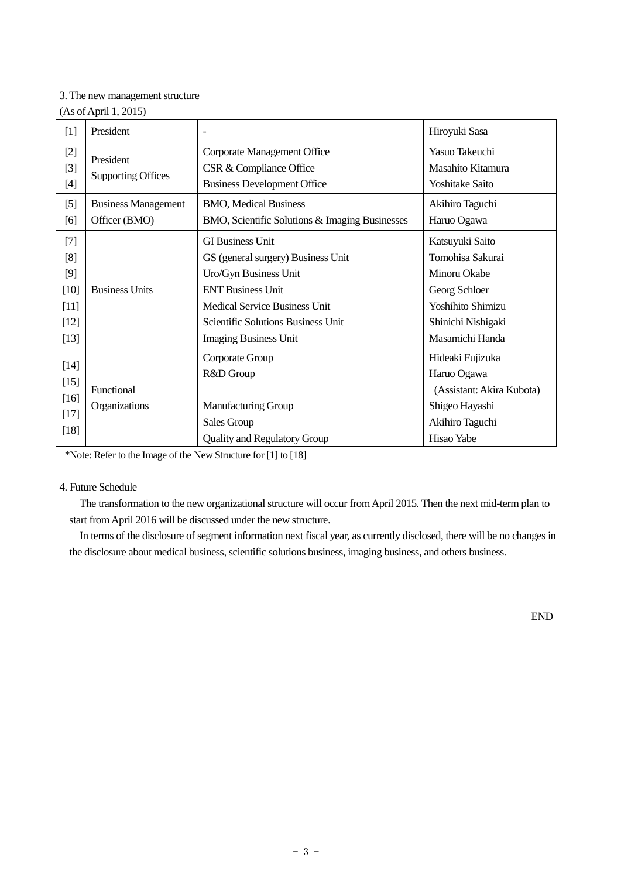3. The new management structure

(As of April 1, 2015)

| | | | |
|---|---|---|---|
| [1] | President | - | Hiroyuki Sasa |
| [2] | President Supporting Offices | Corporate Management Office | Yasuo Takeuchi |
| [3] | | CSR & Compliance Office | Masahito Kitamura |
| [4] | | Business Development Office | Yoshitake Saito |
| [5] | Business Management Officer (BMO) | BMO, Medical Business | Akihiro Taguchi |
| [6] | | BMO, Scientific Solutions & Imaging Businesses | Haruo Ogawa |
| [7] | Business Units | GI Business Unit | Katsuyuki Saito |
| [8] | | GS (general surgery) Business Unit | Tomohisa Sakurai |
| [9] | | Uro/Gyn Business Unit | Minoru Okabe |
| [10] | | ENT Business Unit | Georg Schloer |
| [11] | | Medical Service Business Unit | Yoshihito Shimizu |
| [12] | | Scientific Solutions Business Unit | Shinichi Nishigaki |
| [13] | | Imaging Business Unit | Masamichi Handa |
| [14] | Functional Organizations | Corporate Group | Hideaki Fujizuka |
| [15] | | R&D Group | Haruo Ogawa (Assistant: Akira Kubota) |
| [16] | | Manufacturing Group | Shigeo Hayashi |
| [17] | | Sales Group | Akihiro Taguchi |
| [18] | | Quality and Regulatory Group | Hisao Yabe |

*Note: Refer to the Image of the New Structure for [1] to [18]

4. Future Schedule

The transformation to the new organizational structure will occur from April 2015. Then the next mid-term plan to start from April 2016 will be discussed under the new structure.

In terms of the disclosure of segment information next fiscal year, as currently disclosed, there will be no changes in the disclosure about medical business, scientific solutions business, imaging business, and others business.

END